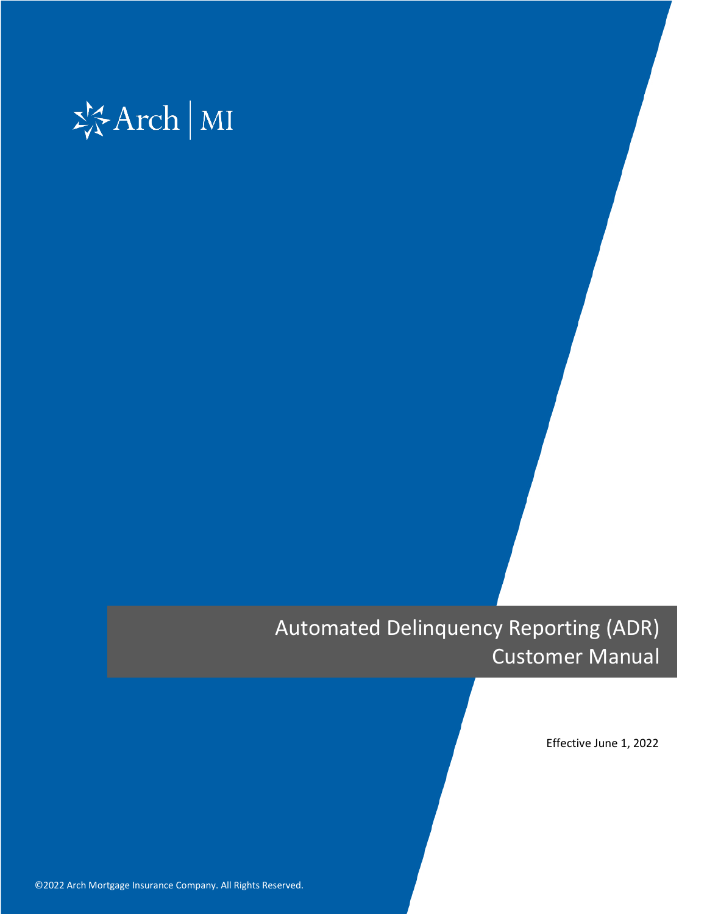Arch | MI

# Automated Delinquency Reporting (ADR) Customer Manual

Effective June 1, 2022

©2022 Arch Mortgage Insurance Company. All Rights Reserved.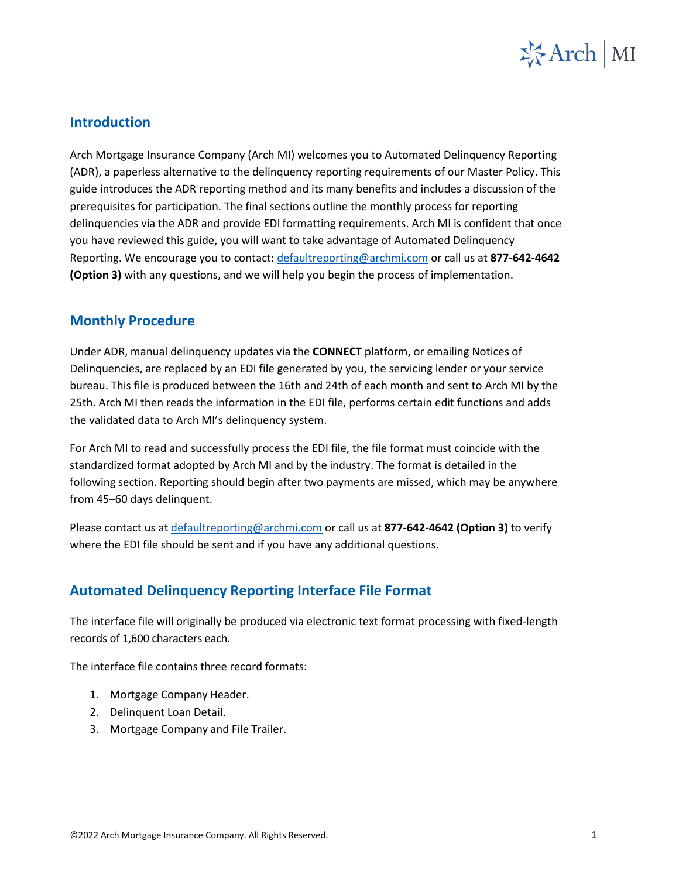## Introduction

Arch Mortgage Insurance Company (Arch MI) welcomes you to Automated Delinquency Reporting (ADR), a paperless alternative to the delinquency reporting requirements of our Master Policy. This guide introduces the ADR reporting method and its many benefits and includes a discussion of the prerequisites for participation. The final sections outline the monthly process for reporting delinquencies via the ADR and provide EDI formatting requirements. Arch MI is confident that once you have reviewed this guide, you will want to take advantage of Automated Delinquency Reporting. We encourage you to contact: [defaultreporting@archmi.com](mailto:defaultreporting@archmi.com) or call us at **877-642-4642 (Option 3)** with any questions, and we will help you begin the process of implementation.

## Monthly Procedure

Under ADR, manual delinquency updates via the **CONNECT** platform, or emailing Notices of Delinquencies, are replaced by an EDI file generated by you, the servicing lender or your service bureau. This file is produced between the 16th and 24th of each month and sent to Arch MI by the 25th. Arch MI then reads the information in the EDI file, performs certain edit functions and adds the validated data to Arch MI's delinquency system.

For Arch MI to read and successfully process the EDI file, the file format must coincide with the standardized format adopted by Arch MI and by the industry. The format is detailed in the following section. Reporting should begin after two payments are missed, which may be anywhere from 45–60 days delinquent.

Please contact us at [defaultreporting@archmi.com](mailto:defaultreporting@archmi.com) or call us at **877-642-4642 (Option 3)** to verify where the EDI file should be sent and if you have any additional questions.

## Automated Delinquency Reporting Interface File Format

The interface file will originally be produced via electronic text format processing with fixed-length records of 1,600 characters each.

The interface file contains three record formats:

1. Mortgage Company Header.
2. Delinquent Loan Detail.
3. Mortgage Company and File Trailer.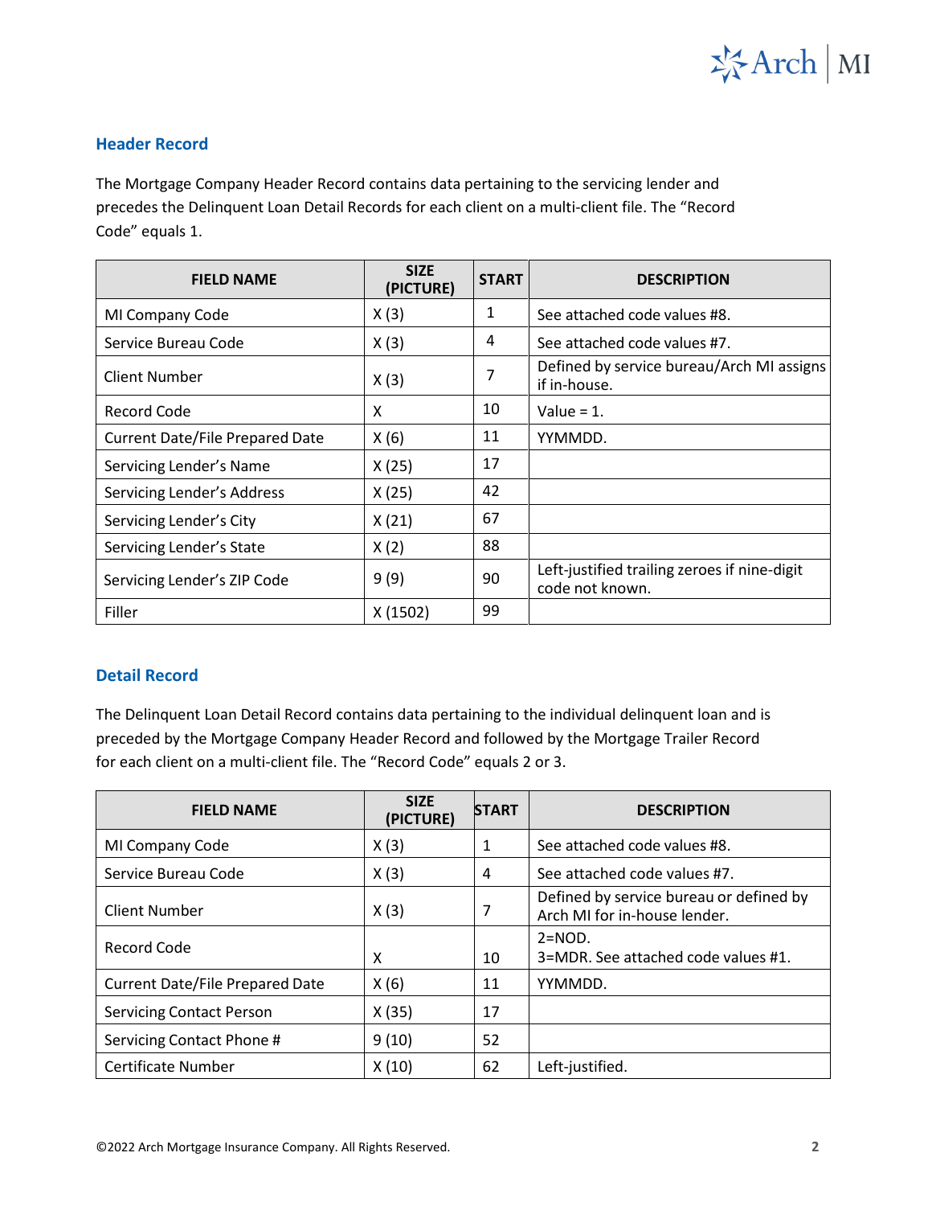## Header Record

The Mortgage Company Header Record contains data pertaining to the servicing lender and precedes the Delinquent Loan Detail Records for each client on a multi-client file. The "Record Code" equals 1.

| FIELD NAME | SIZE (PICTURE) | START | DESCRIPTION |
|---|---|---|---|
| MI Company Code | X (3) | 1 | See attached code values #8. |
| Service Bureau Code | X (3) | 4 | See attached code values #7. |
| Client Number | X (3) | 7 | Defined by service bureau/Arch MI assigns if in-house. |
| Record Code | X | 10 | Value = 1. |
| Current Date/File Prepared Date | X (6) | 11 | YYMMDD. |
| Servicing Lender's Name | X (25) | 17 | |
| Servicing Lender's Address | X (25) | 42 | |
| Servicing Lender's City | X (21) | 67 | |
| Servicing Lender's State | X (2) | 88 | |
| Servicing Lender's ZIP Code | 9 (9) | 90 | Left-justified trailing zeroes if nine-digit code not known. |
| Filler | X (1502) | 99 | |

## Detail Record

The Delinquent Loan Detail Record contains data pertaining to the individual delinquent loan and is preceded by the Mortgage Company Header Record and followed by the Mortgage Trailer Record for each client on a multi-client file. The "Record Code" equals 2 or 3.

| FIELD NAME | SIZE (PICTURE) | START | DESCRIPTION |
|---|---|---|---|
| MI Company Code | X (3) | 1 | See attached code values #8. |
| Service Bureau Code | X (3) | 4 | See attached code values #7. |
| Client Number | X (3) | 7 | Defined by service bureau or defined by Arch MI for in-house lender. |
| Record Code | X | 10 | 2=NOD.<br>3=MDR. See attached code values #1. |
| Current Date/File Prepared Date | X (6) | 11 | YYMMDD. |
| Servicing Contact Person | X (35) | 17 | |
| Servicing Contact Phone # | 9 (10) | 52 | |
| Certificate Number | X (10) | 62 | Left-justified. |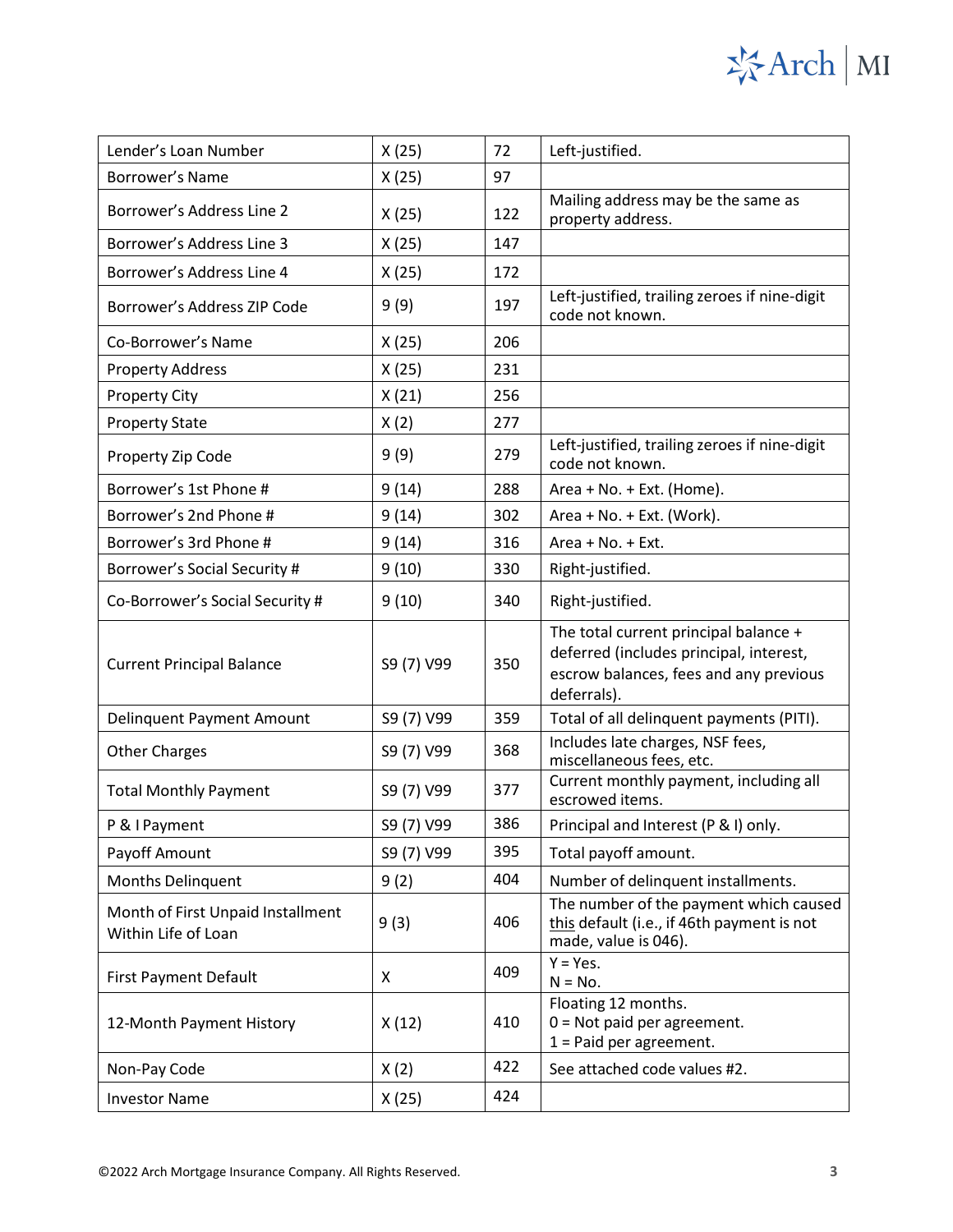| | | | |
|---|---|---|---|
| Lender's Loan Number | X (25) | 72 | Left-justified. |
| Borrower's Name | X (25) | 97 | |
| Borrower's Address Line 2 | X (25) | 122 | Mailing address may be the same as property address. |
| Borrower's Address Line 3 | X (25) | 147 | |
| Borrower's Address Line 4 | X (25) | 172 | |
| Borrower's Address ZIP Code | 9 (9) | 197 | Left-justified, trailing zeroes if nine-digit code not known. |
| Co-Borrower's Name | X (25) | 206 | |
| Property Address | X (25) | 231 | |
| Property City | X (21) | 256 | |
| Property State | X (2) | 277 | |
| Property Zip Code | 9 (9) | 279 | Left-justified, trailing zeroes if nine-digit code not known. |
| Borrower's 1st Phone # | 9 (14) | 288 | Area + No. + Ext. (Home). |
| Borrower's 2nd Phone # | 9 (14) | 302 | Area + No. + Ext. (Work). |
| Borrower's 3rd Phone # | 9 (14) | 316 | Area + No. + Ext. |
| Borrower's Social Security # | 9 (10) | 330 | Right-justified. |
| Co-Borrower's Social Security # | 9 (10) | 340 | Right-justified. |
| Current Principal Balance | S9 (7) V99 | 350 | The total current principal balance + deferred (includes principal, interest, escrow balances, fees and any previous deferrals). |
| Delinquent Payment Amount | S9 (7) V99 | 359 | Total of all delinquent payments (PITI). |
| Other Charges | S9 (7) V99 | 368 | Includes late charges, NSF fees, miscellaneous fees, etc. |
| Total Monthly Payment | S9 (7) V99 | 377 | Current monthly payment, including all escrowed items. |
| P & I Payment | S9 (7) V99 | 386 | Principal and Interest (P & I) only. |
| Payoff Amount | S9 (7) V99 | 395 | Total payoff amount. |
| Months Delinquent | 9 (2) | 404 | Number of delinquent installments. |
| Month of First Unpaid Installment Within Life of Loan | 9 (3) | 406 | The number of the payment which caused this default (i.e., if 46th payment is not made, value is 046). |
| First Payment Default | X | 409 | Y = Yes.<br>N = No. |
| 12-Month Payment History | X (12) | 410 | Floating 12 months.<br>0 = Not paid per agreement.<br>1 = Paid per agreement. |
| Non-Pay Code | X (2) | 422 | See attached code values #2. |
| Investor Name | X (25) | 424 | |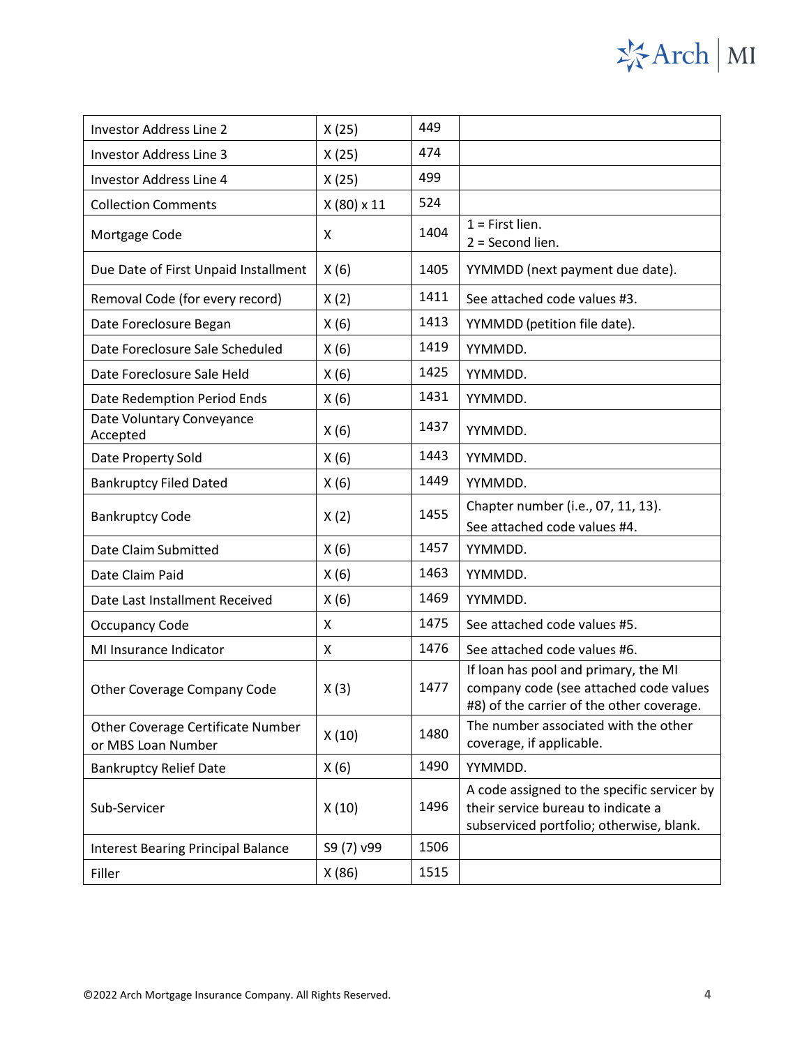| Investor Address Line 2 | X (25) | 449 | |
|---|---|---|---|
| Investor Address Line 3 | X (25) | 474 | |
| Investor Address Line 4 | X (25) | 499 | |
| Collection Comments | X (80) x 11 | 524 | |
| Mortgage Code | X | 1404 | 1 = First lien.<br>2 = Second lien. |
| Due Date of First Unpaid Installment | X (6) | 1405 | YYMMDD (next payment due date). |
| Removal Code (for every record) | X (2) | 1411 | See attached code values #3. |
| Date Foreclosure Began | X (6) | 1413 | YYMMDD (petition file date). |
| Date Foreclosure Sale Scheduled | X (6) | 1419 | YYMMDD. |
| Date Foreclosure Sale Held | X (6) | 1425 | YYMMDD. |
| Date Redemption Period Ends | X (6) | 1431 | YYMMDD. |
| Date Voluntary Conveyance Accepted | X (6) | 1437 | YYMMDD. |
| Date Property Sold | X (6) | 1443 | YYMMDD. |
| Bankruptcy Filed Dated | X (6) | 1449 | YYMMDD. |
| Bankruptcy Code | X (2) | 1455 | Chapter number (i.e., 07, 11, 13).<br>See attached code values #4. |
| Date Claim Submitted | X (6) | 1457 | YYMMDD. |
| Date Claim Paid | X (6) | 1463 | YYMMDD. |
| Date Last Installment Received | X (6) | 1469 | YYMMDD. |
| Occupancy Code | X | 1475 | See attached code values #5. |
| MI Insurance Indicator | X | 1476 | See attached code values #6. |
| Other Coverage Company Code | X (3) | 1477 | If loan has pool and primary, the MI company code (see attached code values #8) of the carrier of the other coverage. |
| Other Coverage Certificate Number or MBS Loan Number | X (10) | 1480 | The number associated with the other coverage, if applicable. |
| Bankruptcy Relief Date | X (6) | 1490 | YYMMDD. |
| Sub-Servicer | X (10) | 1496 | A code assigned to the specific servicer by their service bureau to indicate a subserviced portfolio; otherwise, blank. |
| Interest Bearing Principal Balance | S9 (7) v99 | 1506 | |
| Filler | X (86) | 1515 | |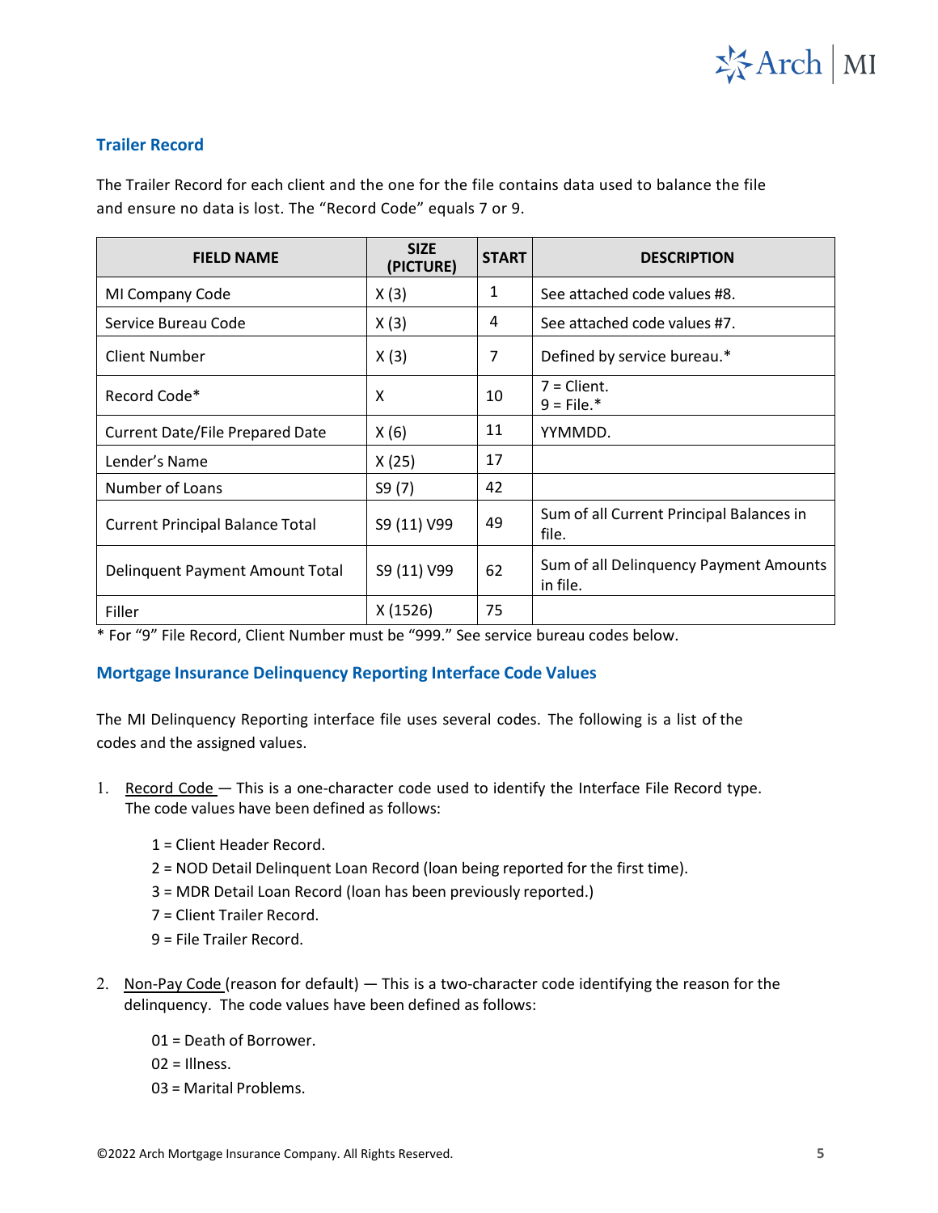## Trailer Record

The Trailer Record for each client and the one for the file contains data used to balance the file and ensure no data is lost. The "Record Code" equals 7 or 9.

| FIELD NAME | SIZE (PICTURE) | START | DESCRIPTION |
|---|---|---|---|
| MI Company Code | X (3) | 1 | See attached code values #8. |
| Service Bureau Code | X (3) | 4 | See attached code values #7. |
| Client Number | X (3) | 7 | Defined by service bureau.* |
| Record Code* | X | 10 | 7 = Client.<br>9 = File.* |
| Current Date/File Prepared Date | X (6) | 11 | YYMMDD. |
| Lender's Name | X (25) | 17 | |
| Number of Loans | S9 (7) | 42 | |
| Current Principal Balance Total | S9 (11) V99 | 49 | Sum of all Current Principal Balances in file. |
| Delinquent Payment Amount Total | S9 (11) V99 | 62 | Sum of all Delinquency Payment Amounts in file. |
| Filler | X (1526) | 75 | |

* For "9" File Record, Client Number must be "999." See service bureau codes below.

## Mortgage Insurance Delinquency Reporting Interface Code Values

The MI Delinquency Reporting interface file uses several codes. The following is a list of the codes and the assigned values.

1. Record Code — This is a one-character code used to identify the Interface File Record type. The code values have been defined as follows:

   1 = Client Header Record.
   2 = NOD Detail Delinquent Loan Record (loan being reported for the first time).
   3 = MDR Detail Loan Record (loan has been previously reported.)
   7 = Client Trailer Record.
   9 = File Trailer Record.

2. Non-Pay Code (reason for default) — This is a two-character code identifying the reason for the delinquency. The code values have been defined as follows:

   01 = Death of Borrower.
   02 = Illness.
   03 = Marital Problems.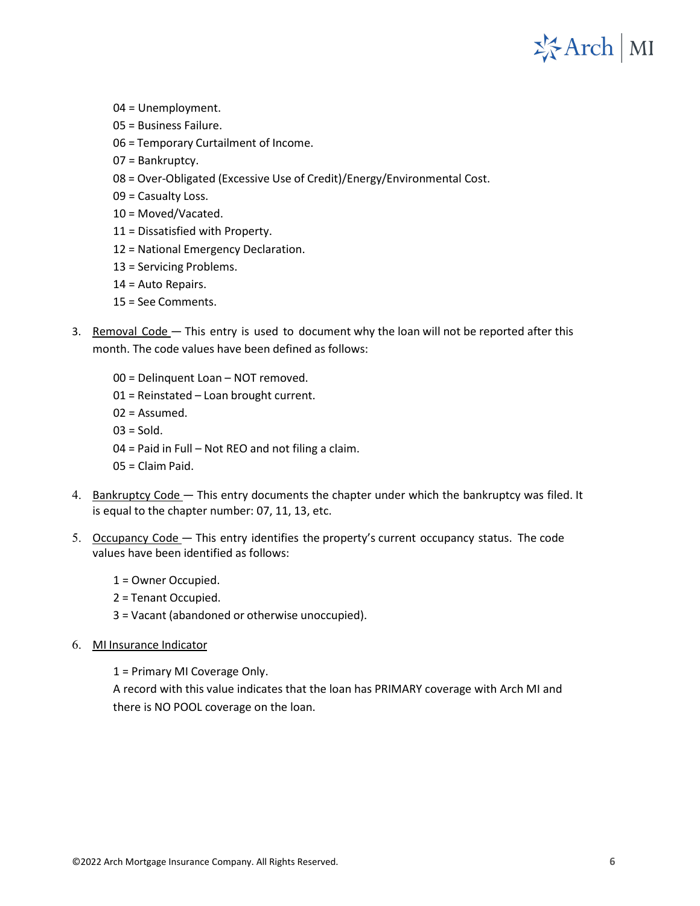04 = Unemployment.
05 = Business Failure.
06 = Temporary Curtailment of Income.
07 = Bankruptcy.
08 = Over-Obligated (Excessive Use of Credit)/Energy/Environmental Cost.
09 = Casualty Loss.
10 = Moved/Vacated.
11 = Dissatisfied with Property.
12 = National Emergency Declaration.
13 = Servicing Problems.
14 = Auto Repairs.
15 = See Comments.

3. Removal Code — This entry is used to document why the loan will not be reported after this month. The code values have been defined as follows:

   00 = Delinquent Loan – NOT removed.
   01 = Reinstated – Loan brought current.
   02 = Assumed.
   03 = Sold.
   04 = Paid in Full – Not REO and not filing a claim.
   05 = Claim Paid.

4. Bankruptcy Code — This entry documents the chapter under which the bankruptcy was filed. It is equal to the chapter number: 07, 11, 13, etc.

5. Occupancy Code — This entry identifies the property's current occupancy status. The code values have been identified as follows:

   1 = Owner Occupied.
   2 = Tenant Occupied.
   3 = Vacant (abandoned or otherwise unoccupied).

6. MI Insurance Indicator

   1 = Primary MI Coverage Only.
   A record with this value indicates that the loan has PRIMARY coverage with Arch MI and there is NO POOL coverage on the loan.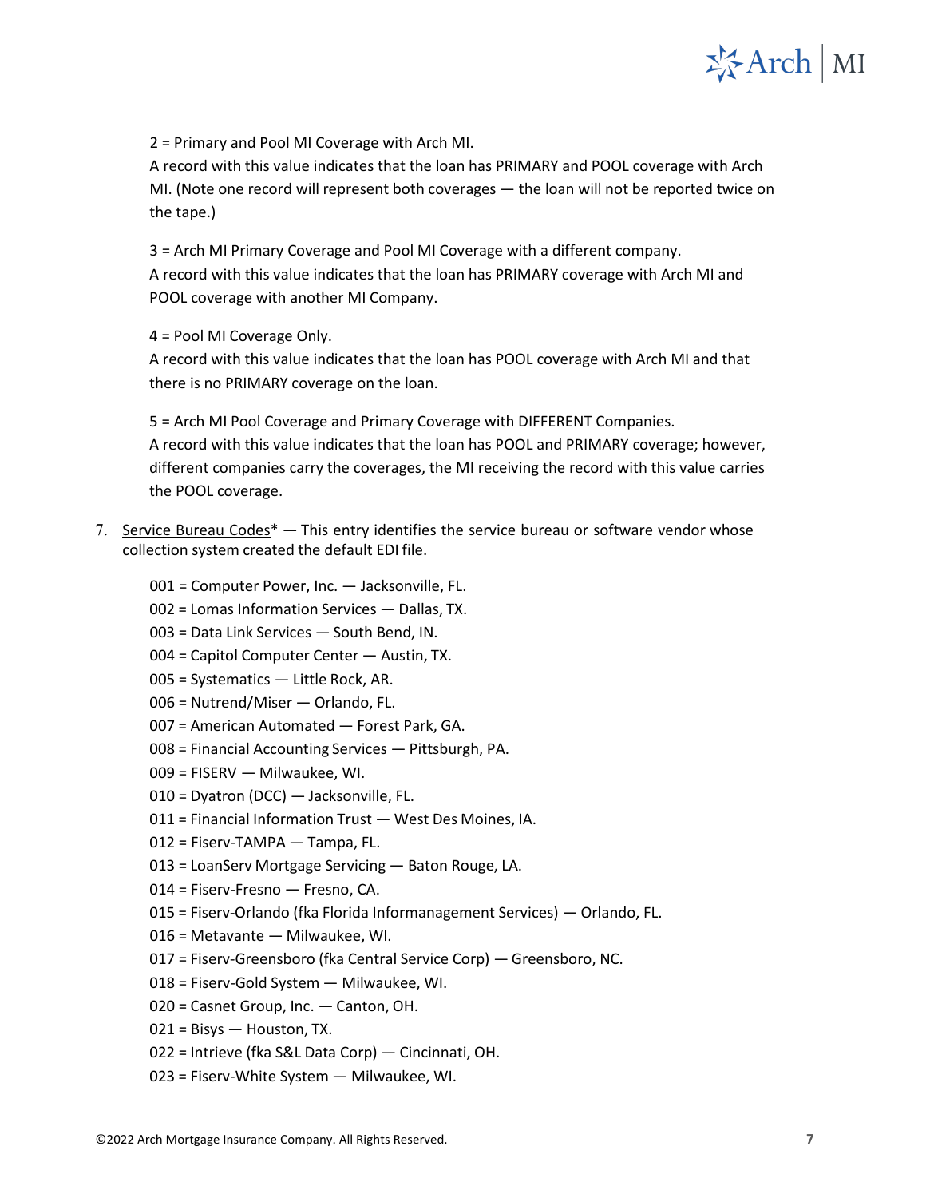2 = Primary and Pool MI Coverage with Arch MI.
A record with this value indicates that the loan has PRIMARY and POOL coverage with Arch MI. (Note one record will represent both coverages — the loan will not be reported twice on the tape.)

3 = Arch MI Primary Coverage and Pool MI Coverage with a different company.
A record with this value indicates that the loan has PRIMARY coverage with Arch MI and POOL coverage with another MI Company.

4 = Pool MI Coverage Only.
A record with this value indicates that the loan has POOL coverage with Arch MI and that there is no PRIMARY coverage on the loan.

5 = Arch MI Pool Coverage and Primary Coverage with DIFFERENT Companies.
A record with this value indicates that the loan has POOL and PRIMARY coverage; however, different companies carry the coverages, the MI receiving the record with this value carries the POOL coverage.

7. Service Bureau Codes* — This entry identifies the service bureau or software vendor whose collection system created the default EDI file.

   001 = Computer Power, Inc. — Jacksonville, FL.
   002 = Lomas Information Services — Dallas, TX.
   003 = Data Link Services — South Bend, IN.
   004 = Capitol Computer Center — Austin, TX.
   005 = Systematics — Little Rock, AR.
   006 = Nutrend/Miser — Orlando, FL.
   007 = American Automated — Forest Park, GA.
   008 = Financial Accounting Services — Pittsburgh, PA.
   009 = FISERV — Milwaukee, WI.
   010 = Dyatron (DCC) — Jacksonville, FL.
   011 = Financial Information Trust — West Des Moines, IA.
   012 = Fiserv-TAMPA — Tampa, FL.
   013 = LoanServ Mortgage Servicing — Baton Rouge, LA.
   014 = Fiserv-Fresno — Fresno, CA.
   015 = Fiserv-Orlando (fka Florida Informanagement Services) — Orlando, FL.
   016 = Metavante — Milwaukee, WI.
   017 = Fiserv-Greensboro (fka Central Service Corp) — Greensboro, NC.
   018 = Fiserv-Gold System — Milwaukee, WI.
   020 = Casnet Group, Inc. — Canton, OH.
   021 = Bisys — Houston, TX.
   022 = Intrieve (fka S&L Data Corp) — Cincinnati, OH.
   023 = Fiserv-White System — Milwaukee, WI.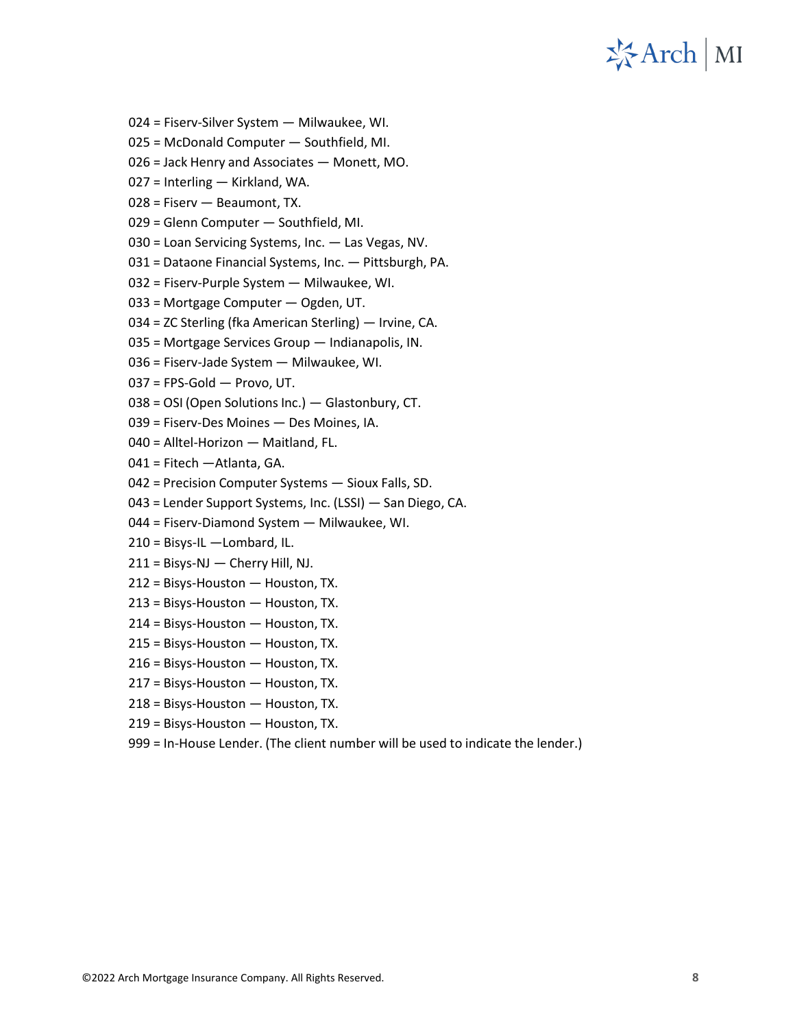024 = Fiserv-Silver System — Milwaukee, WI.

025 = McDonald Computer — Southfield, MI.

026 = Jack Henry and Associates — Monett, MO.

027 = Interling — Kirkland, WA.

028 = Fiserv — Beaumont, TX.

029 = Glenn Computer — Southfield, MI.

030 = Loan Servicing Systems, Inc. — Las Vegas, NV.

031 = Dataone Financial Systems, Inc. — Pittsburgh, PA.

032 = Fiserv-Purple System — Milwaukee, WI.

033 = Mortgage Computer — Ogden, UT.

034 = ZC Sterling (fka American Sterling) — Irvine, CA.

035 = Mortgage Services Group — Indianapolis, IN.

036 = Fiserv-Jade System — Milwaukee, WI.

037 = FPS-Gold — Provo, UT.

038 = OSI (Open Solutions Inc.) — Glastonbury, CT.

039 = Fiserv-Des Moines — Des Moines, IA.

040 = Alltel-Horizon — Maitland, FL.

041 = Fitech —Atlanta, GA.

042 = Precision Computer Systems — Sioux Falls, SD.

043 = Lender Support Systems, Inc. (LSSI) — San Diego, CA.

044 = Fiserv-Diamond System — Milwaukee, WI.

210 = Bisys-IL —Lombard, IL.

211 = Bisys-NJ — Cherry Hill, NJ.

212 = Bisys-Houston — Houston, TX.

213 = Bisys-Houston — Houston, TX.

214 = Bisys-Houston — Houston, TX.

215 = Bisys-Houston — Houston, TX.

216 = Bisys-Houston — Houston, TX.

217 = Bisys-Houston — Houston, TX.

218 = Bisys-Houston — Houston, TX.

219 = Bisys-Houston — Houston, TX.

999 = In-House Lender. (The client number will be used to indicate the lender.)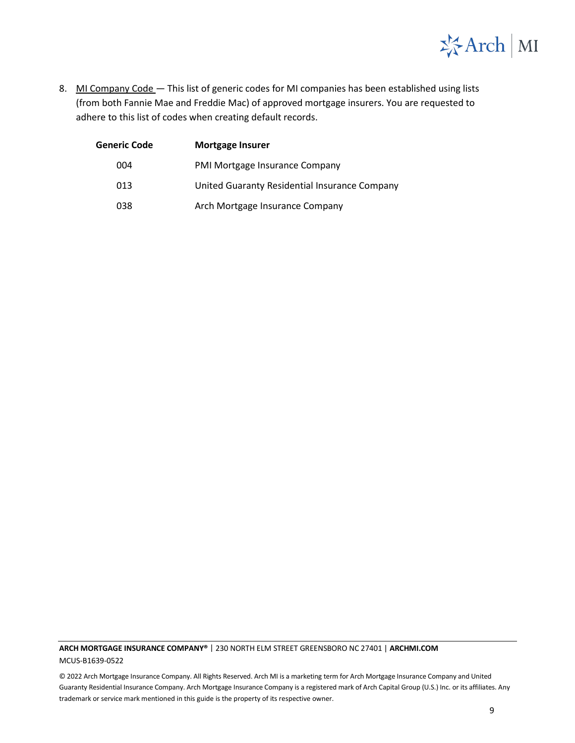8. MI Company Code — This list of generic codes for MI companies has been established using lists (from both Fannie Mae and Freddie Mac) of approved mortgage insurers. You are requested to adhere to this list of codes when creating default records.

| Generic Code | Mortgage Insurer |
|---|---|
| 004 | PMI Mortgage Insurance Company |
| 013 | United Guaranty Residential Insurance Company |
| 038 | Arch Mortgage Insurance Company |

**ARCH MORTGAGE INSURANCE COMPANY®** | 230 NORTH ELM STREET GREENSBORO NC 27401 | **ARCHMI.COM**

MCUS-B1639-0522

© 2022 Arch Mortgage Insurance Company. All Rights Reserved. Arch MI is a marketing term for Arch Mortgage Insurance Company and United Guaranty Residential Insurance Company. Arch Mortgage Insurance Company is a registered mark of Arch Capital Group (U.S.) Inc. or its affiliates. Any trademark or service mark mentioned in this guide is the property of its respective owner.